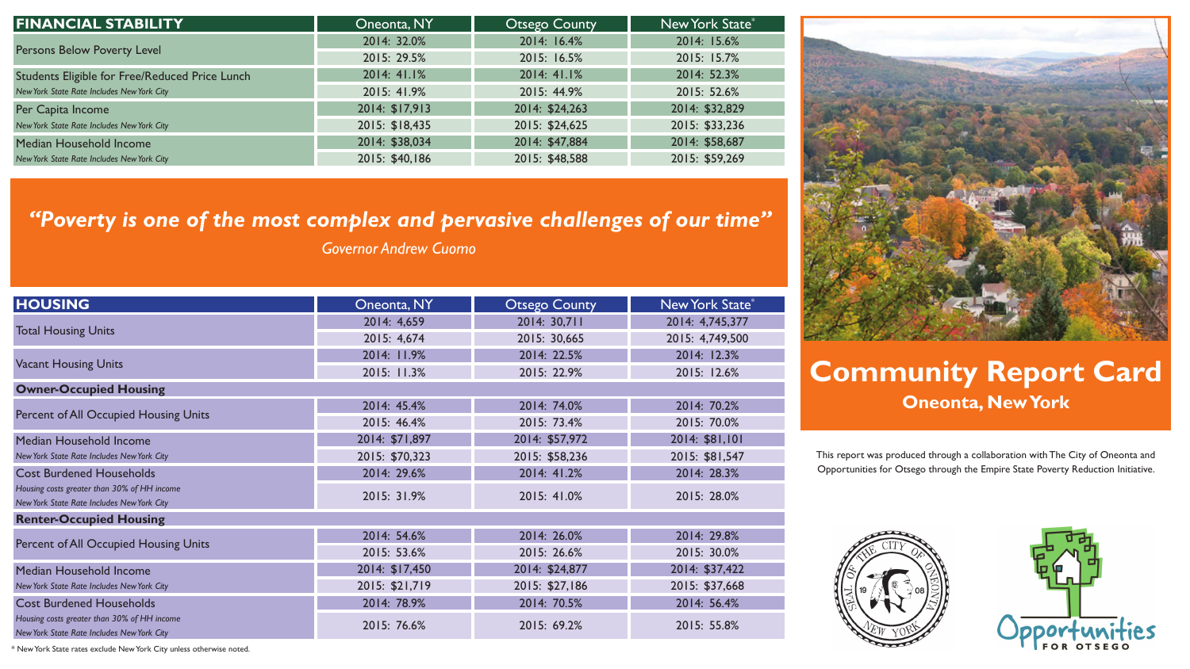# Community Report Card

## Oneonta, New York

This report was produced through a collaboration with The City of Oneonta and Opportunities for Otsego through the Empire State Poverty Reduction Initiative.

| FINANCIAL STABILITY | Oneonta, NY | Otsego County | New York State* |
|---|---|---|---|
| Persons Below Poverty Level | 2014: 32.0% | 2014: 16.4% | 2014: 15.6% |
| | 2015: 29.5% | 2015: 16.5% | 2015: 15.7% |
| Students Eligible for Free/Reduced Price Lunch *New York State Rate Includes New York City* | 2014: 41.1% | 2014: 41.1% | 2014: 52.3% |
| | 2015: 41.9% | 2015: 44.9% | 2015: 52.6% |
| Per Capita Income *New York State Rate Includes New York City* | 2014: $17,913 | 2014: $24,263 | 2014: $32,829 |
| | 2015: $18,435 | 2015: $24,625 | 2015: $33,236 |
| Median Household Income *New York State Rate Includes New York City* | 2014: $38,034 | 2014: $47,884 | 2014: $58,687 |
| | 2015: $40,186 | 2015: $48,588 | 2015: $59,269 |

***"Poverty is one of the most complex and pervasive challenges of our time"***

*Governor Andrew Cuomo*

| HOUSING | Oneonta, NY | Otsego County | New York State* |
|---|---|---|---|
| Total Housing Units | 2014: 4,659 | 2014: 30,711 | 2014: 4,745,377 |
| | 2015: 4,674 | 2015: 30,665 | 2015: 4,749,500 |
| Vacant Housing Units | 2014: 11.9% | 2014: 22.5% | 2014: 12.3% |
| | 2015: 11.3% | 2015: 22.9% | 2015: 12.6% |
| **Owner-Occupied Housing** | | | |
| Percent of All Occupied Housing Units | 2014: 45.4% | 2014: 74.0% | 2014: 70.2% |
| | 2015: 46.4% | 2015: 73.4% | 2015: 70.0% |
| Median Household Income *New York State Rate Includes New York City* | 2014: $71,897 | 2014: $57,972 | 2014: $81,101 |
| | 2015: $70,323 | 2015: $58,236 | 2015: $81,547 |
| Cost Burdened Households *Housing costs greater than 30% of HH income* *New York State Rate Includes New York City* | 2014: 29.6% | 2014: 41.2% | 2014: 28.3% |
| | 2015: 31.9% | 2015: 41.0% | 2015: 28.0% |
| **Renter-Occupied Housing** | | | |
| Percent of All Occupied Housing Units | 2014: 54.6% | 2014: 26.0% | 2014: 29.8% |
| | 2015: 53.6% | 2015: 26.6% | 2015: 30.0% |
| Median Household Income *New York State Rate Includes New York City* | 2014: $17,450 | 2014: $24,877 | 2014: $37,422 |
| | 2015: $21,719 | 2015: $27,186 | 2015: $37,668 |
| Cost Burdened Households *Housing costs greater than 30% of HH income* *New York State Rate Includes New York City* | 2014: 78.9% | 2014: 70.5% | 2014: 56.4% |
| | 2015: 76.6% | 2015: 69.2% | 2015: 55.8% |

\* New York State rates exclude New York City unless otherwise noted.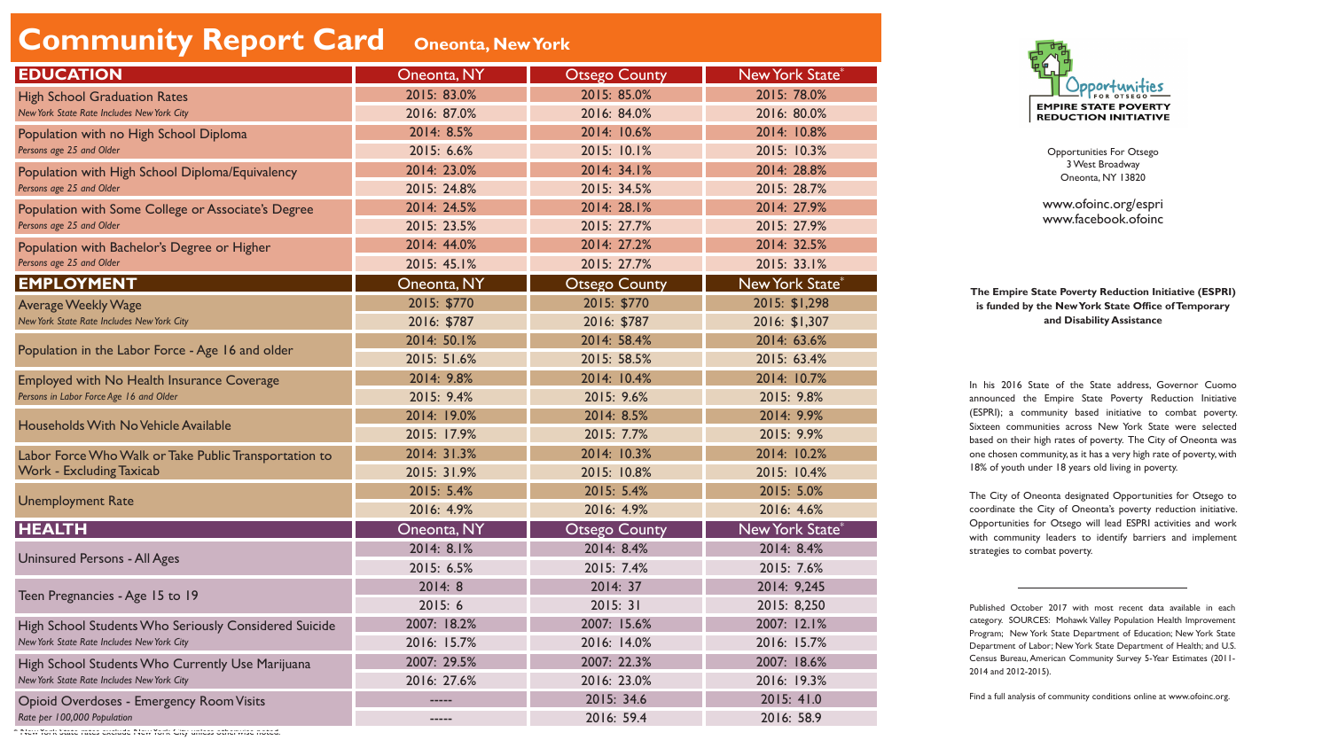# Community Report Card Oneonta, New York

| EDUCATION | Oneonta, NY | Otsego County | New York State* |
|---|---|---|---|
| High School Graduation Rates *New York State Rate Includes New York City* | 2015: 83.0% | 2015: 85.0% | 2015: 78.0% |
| | 2016: 87.0% | 2016: 84.0% | 2016: 80.0% |
| Population with no High School Diploma *Persons age 25 and Older* | 2014: 8.5% | 2014: 10.6% | 2014: 10.8% |
| | 2015: 6.6% | 2015: 10.1% | 2015: 10.3% |
| Population with High School Diploma/Equivalency *Persons age 25 and Older* | 2014: 23.0% | 2014: 34.1% | 2014: 28.8% |
| | 2015: 24.8% | 2015: 34.5% | 2015: 28.7% |
| Population with Some College or Associate's Degree *Persons age 25 and Older* | 2014: 24.5% | 2014: 28.1% | 2014: 27.9% |
| | 2015: 23.5% | 2015: 27.7% | 2015: 27.9% |
| Population with Bachelor's Degree or Higher *Persons age 25 and Older* | 2014: 44.0% | 2014: 27.2% | 2014: 32.5% |
| | 2015: 45.1% | 2015: 27.7% | 2015: 33.1% |
| **EMPLOYMENT** | **Oneonta, NY** | **Otsego County** | **New York State*** |
| Average Weekly Wage *New York State Rate Includes New York City* | 2015: $770 | 2015: $770 | 2015: $1,298 |
| | 2016: $787 | 2016: $787 | 2016: $1,307 |
| Population in the Labor Force - Age 16 and older | 2014: 50.1% | 2014: 58.4% | 2014: 63.6% |
| | 2015: 51.6% | 2015: 58.5% | 2015: 63.4% |
| Employed with No Health Insurance Coverage *Persons in Labor Force Age 16 and Older* | 2014: 9.8% | 2014: 10.4% | 2014: 10.7% |
| | 2015: 9.4% | 2015: 9.6% | 2015: 9.8% |
| Households With No Vehicle Available | 2014: 19.0% | 2014: 8.5% | 2014: 9.9% |
| | 2015: 17.9% | 2015: 7.7% | 2015: 9.9% |
| Labor Force Who Walk or Take Public Transportation to Work - Excluding Taxicab | 2014: 31.3% | 2014: 10.3% | 2014: 10.2% |
| | 2015: 31.9% | 2015: 10.8% | 2015: 10.4% |
| Unemployment Rate | 2015: 5.4% | 2015: 5.4% | 2015: 5.0% |
| | 2016: 4.9% | 2016: 4.9% | 2016: 4.6% |
| **HEALTH** | **Oneonta, NY** | **Otsego County** | **New York State*** |
| Uninsured Persons - All Ages | 2014: 8.1% | 2014: 8.4% | 2014: 8.4% |
| | 2015: 6.5% | 2015: 7.4% | 2015: 7.6% |
| Teen Pregnancies - Age 15 to 19 | 2014: 8 | 2014: 37 | 2014: 9,245 |
| | 2015: 6 | 2015: 31 | 2015: 8,250 |
| High School Students Who Seriously Considered Suicide *New York State Rate Includes New York City* | 2007: 18.2% | 2007: 15.6% | 2007: 12.1% |
| | 2016: 15.7% | 2016: 14.0% | 2016: 15.7% |
| High School Students Who Currently Use Marijuana *New York State Rate Includes New York City* | 2007: 29.5% | 2007: 22.3% | 2007: 18.6% |
| | 2016: 27.6% | 2016: 23.0% | 2016: 19.3% |
| Opioid Overdoses - Emergency Room Visits *Rate per 100,000 Population* | ----- | 2015: 34.6 | 2015: 41.0 |
| | ----- | 2016: 59.4 | 2016: 58.9 |

* New York State rates exclude New York City unless otherwise noted.

**Opportunities FOR OTSEGO**
**EMPIRE STATE POVERTY REDUCTION INITIATIVE**

Opportunities For Otsego
3 West Broadway
Oneonta, NY 13820

www.ofoinc.org/espri
www.facebook.ofoinc

**The Empire State Poverty Reduction Initiative (ESPRI) is funded by the New York State Office of Temporary and Disability Assistance**

In his 2016 State of the State address, Governor Cuomo announced the Empire State Poverty Reduction Initiative (ESPRI); a community based initiative to combat poverty. Sixteen communities across New York State were selected based on their high rates of poverty. The City of Oneonta was one chosen community, as it has a very high rate of poverty, with 18% of youth under 18 years old living in poverty.

The City of Oneonta designated Opportunities for Otsego to coordinate the City of Oneonta's poverty reduction initiative. Opportunities for Otsego will lead ESPRI activities and work with community leaders to identify barriers and implement strategies to combat poverty.

---

Published October 2017 with most recent data available in each category. SOURCES: Mohawk Valley Population Health Improvement Program; New York State Department of Education; New York State Department of Labor; New York State Department of Health; and U.S. Census Bureau, American Community Survey 5-Year Estimates (2011-2014 and 2012-2015).

Find a full analysis of community conditions online at www.ofoinc.org.